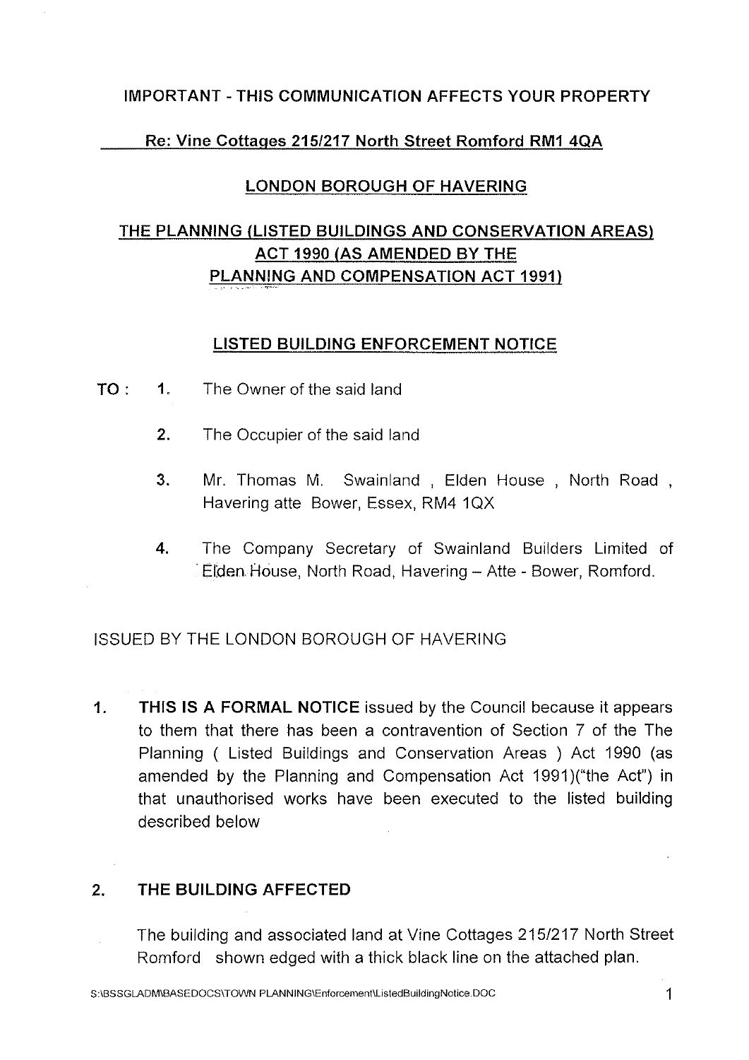**IMPORTANT - THIS COMMUNICATION AFFECTS YOUR PROPERTY**

**Re: Vine Cottages 215/217 North Street Romford RM1 4QA**

**LONDON BOROUGH OF HAVERING**

**THE PLANNING (LISTED BUILDINGS AND CONSERVATION AREAS) ACT 1990 (AS AMENDED BY THE PLANNING AND COMPENSATION ACT 1991)**

# LISTED BUILDING ENFORCEMENT NOTICE

**TO :**

1. The Owner of the said land
2. The Occupier of the said land
3. Mr. Thomas M. Swainland , Elden House , North Road , Havering atte Bower, Essex, RM4 1QX
4. The Company Secretary of Swainland Builders Limited of Elden House, North Road, Havering – Atte - Bower, Romford.

ISSUED BY THE LONDON BOROUGH OF HAVERING

1. **THIS IS A FORMAL NOTICE** issued by the Council because it appears to them that there has been a contravention of Section 7 of the The Planning ( Listed Buildings and Conservation Areas ) Act 1990 (as amended by the Planning and Compensation Act 1991)("the Act") in that unauthorised works have been executed to the listed building described below

2. **THE BUILDING AFFECTED**

   The building and associated land at Vine Cottages 215/217 North Street Romford shown edged with a thick black line on the attached plan.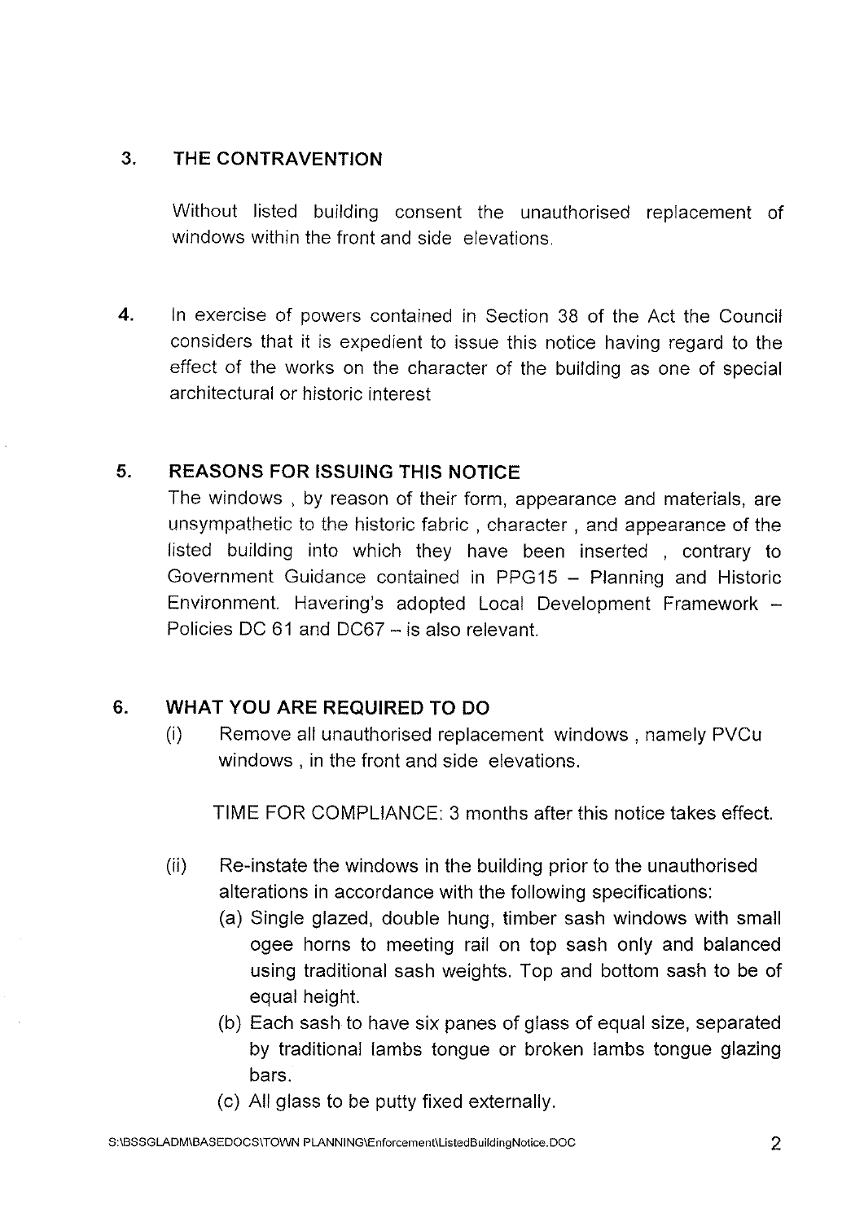## 3. THE CONTRAVENTION

Without listed building consent the unauthorised replacement of windows within the front and side elevations.

**4.** In exercise of powers contained in Section 38 of the Act the Council considers that it is expedient to issue this notice having regard to the effect of the works on the character of the building as one of special architectural or historic interest

## 5. REASONS FOR ISSUING THIS NOTICE

The windows , by reason of their form, appearance and materials, are unsympathetic to the historic fabric , character , and appearance of the listed building into which they have been inserted , contrary to Government Guidance contained in PPG15 – Planning and Historic Environment. Havering's adopted Local Development Framework – Policies DC 61 and DC67 – is also relevant.

## 6. WHAT YOU ARE REQUIRED TO DO

(i) Remove all unauthorised replacement windows , namely PVCu windows , in the front and side elevations.

TIME FOR COMPLIANCE: 3 months after this notice takes effect.

(ii) Re-instate the windows in the building prior to the unauthorised alterations in accordance with the following specifications:

(a) Single glazed, double hung, timber sash windows with small ogee horns to meeting rail on top sash only and balanced using traditional sash weights. Top and bottom sash to be of equal height.

(b) Each sash to have six panes of glass of equal size, separated by traditional lambs tongue or broken lambs tongue glazing bars.

(c) All glass to be putty fixed externally.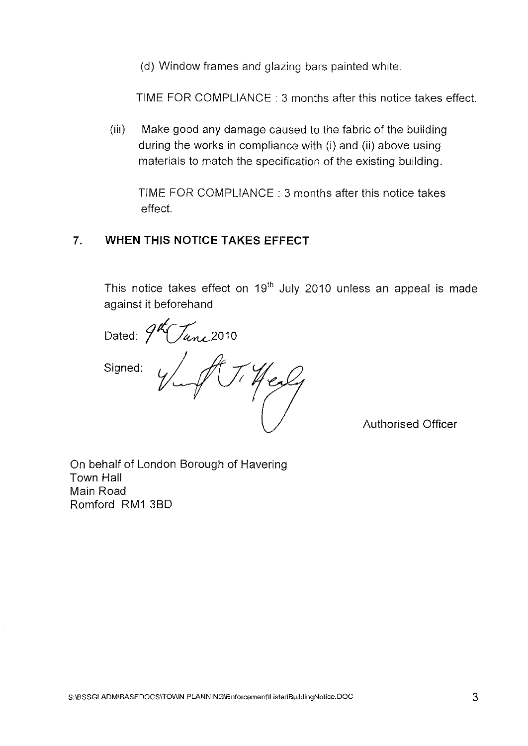(d) Window frames and glazing bars painted white.

TIME FOR COMPLIANCE : 3 months after this notice takes effect.

(iii) Make good any damage caused to the fabric of the building during the works in compliance with (i) and (ii) above using materials to match the specification of the existing building.

TIME FOR COMPLIANCE : 3 months after this notice takes effect.

## 7. WHEN THIS NOTICE TAKES EFFECT

This notice takes effect on 19th July 2010 unless an appeal is made against it beforehand

Dated: 9th June 2010

Signed: [signature]

Authorised Officer

On behalf of London Borough of Havering
Town Hall
Main Road
Romford RM1 3BD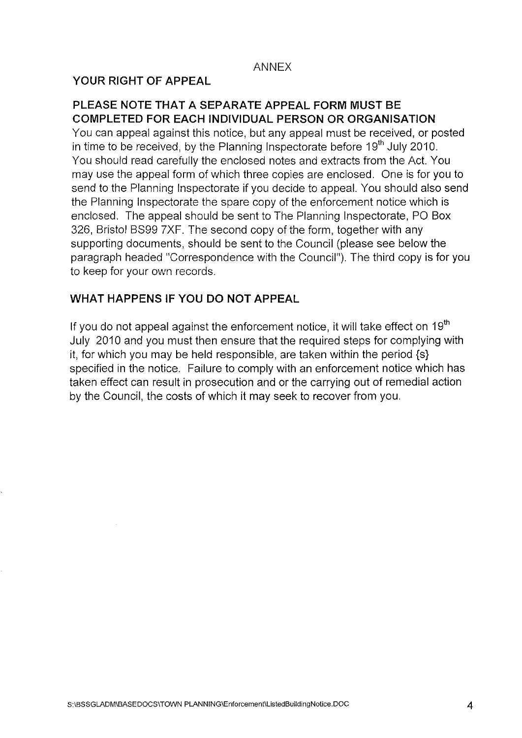ANNEX

## YOUR RIGHT OF APPEAL

### PLEASE NOTE THAT A SEPARATE APPEAL FORM MUST BE COMPLETED FOR EACH INDIVIDUAL PERSON OR ORGANISATION

You can appeal against this notice, but any appeal must be received, or posted in time to be received, by the Planning Inspectorate before 19th July 2010. You should read carefully the enclosed notes and extracts from the Act. You may use the appeal form of which three copies are enclosed. One is for you to send to the Planning Inspectorate if you decide to appeal. You should also send the Planning Inspectorate the spare copy of the enforcement notice which is enclosed. The appeal should be sent to The Planning Inspectorate, PO Box 326, Bristol BS99 7XF. The second copy of the form, together with any supporting documents, should be sent to the Council (please see below the paragraph headed "Correspondence with the Council"). The third copy is for you to keep for your own records.

## WHAT HAPPENS IF YOU DO NOT APPEAL

If you do not appeal against the enforcement notice, it will take effect on 19th July 2010 and you must then ensure that the required steps for complying with it, for which you may be held responsible, are taken within the period {s} specified in the notice. Failure to comply with an enforcement notice which has taken effect can result in prosecution and or the carrying out of remedial action by the Council, the costs of which it may seek to recover from you.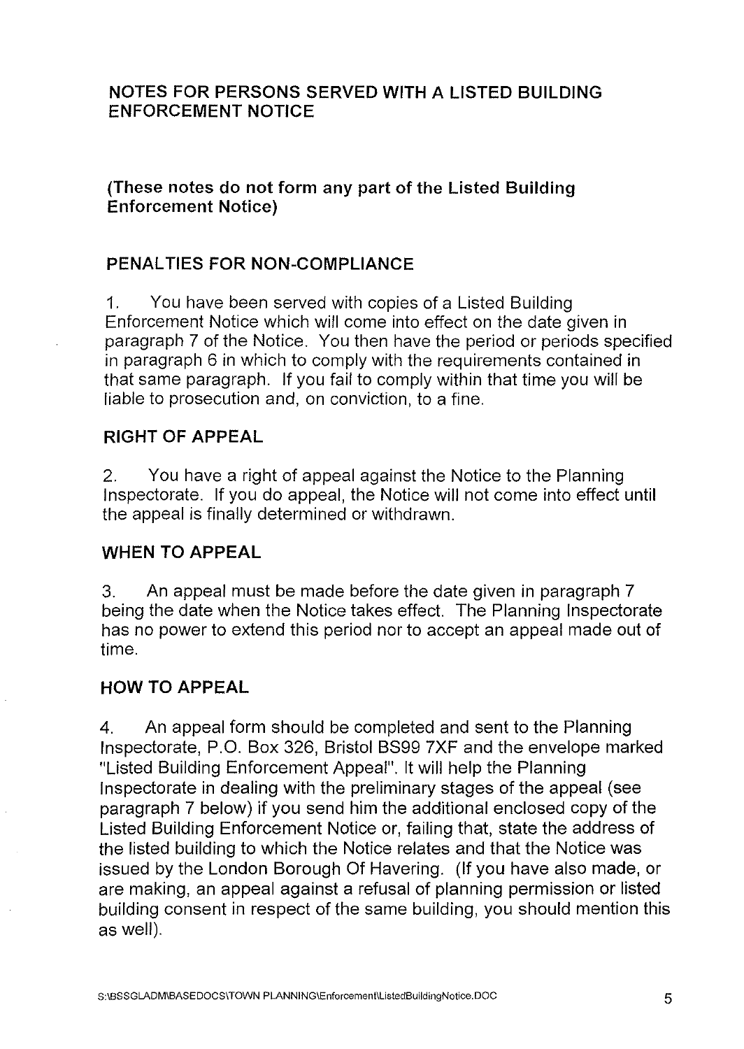## NOTES FOR PERSONS SERVED WITH A LISTED BUILDING ENFORCEMENT NOTICE

**(These notes do not form any part of the Listed Building Enforcement Notice)**

### PENALTIES FOR NON-COMPLIANCE

1. You have been served with copies of a Listed Building Enforcement Notice which will come into effect on the date given in paragraph 7 of the Notice. You then have the period or periods specified in paragraph 6 in which to comply with the requirements contained in that same paragraph. If you fail to comply within that time you will be liable to prosecution and, on conviction, to a fine.

### RIGHT OF APPEAL

2. You have a right of appeal against the Notice to the Planning Inspectorate. If you do appeal, the Notice will not come into effect until the appeal is finally determined or withdrawn.

### WHEN TO APPEAL

3. An appeal must be made before the date given in paragraph 7 being the date when the Notice takes effect. The Planning Inspectorate has no power to extend this period nor to accept an appeal made out of time.

### HOW TO APPEAL

4. An appeal form should be completed and sent to the Planning Inspectorate, P.O. Box 326, Bristol BS99 7XF and the envelope marked "Listed Building Enforcement Appeal". It will help the Planning Inspectorate in dealing with the preliminary stages of the appeal (see paragraph 7 below) if you send him the additional enclosed copy of the Listed Building Enforcement Notice or, failing that, state the address of the listed building to which the Notice relates and that the Notice was issued by the London Borough Of Havering. (If you have also made, or are making, an appeal against a refusal of planning permission or listed building consent in respect of the same building, you should mention this as well).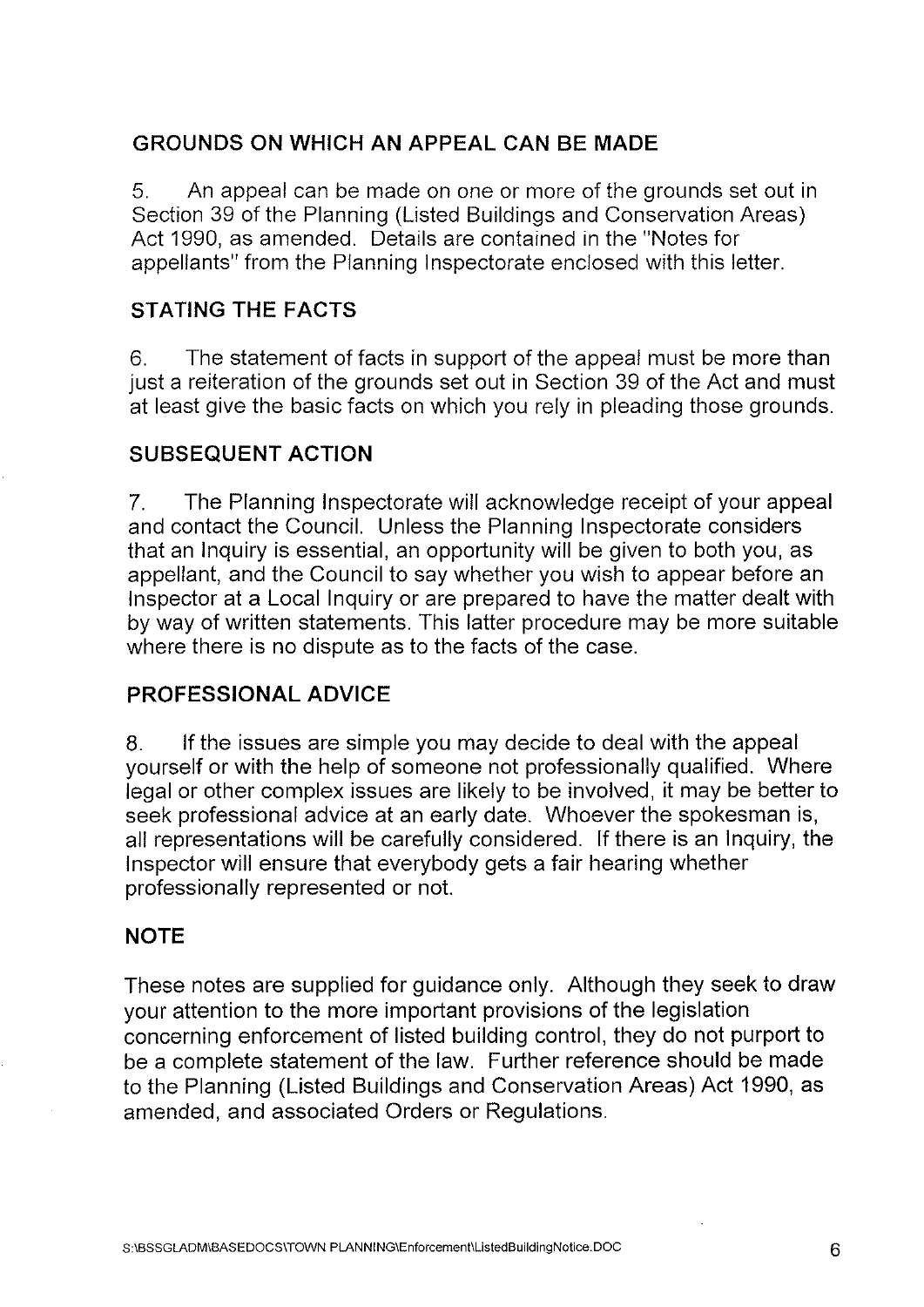## GROUNDS ON WHICH AN APPEAL CAN BE MADE

5. An appeal can be made on one or more of the grounds set out in Section 39 of the Planning (Listed Buildings and Conservation Areas) Act 1990, as amended. Details are contained in the "Notes for appellants" from the Planning Inspectorate enclosed with this letter.

## STATING THE FACTS

6. The statement of facts in support of the appeal must be more than just a reiteration of the grounds set out in Section 39 of the Act and must at least give the basic facts on which you rely in pleading those grounds.

## SUBSEQUENT ACTION

7. The Planning Inspectorate will acknowledge receipt of your appeal and contact the Council. Unless the Planning Inspectorate considers that an Inquiry is essential, an opportunity will be given to both you, as appellant, and the Council to say whether you wish to appear before an Inspector at a Local Inquiry or are prepared to have the matter dealt with by way of written statements. This latter procedure may be more suitable where there is no dispute as to the facts of the case.

## PROFESSIONAL ADVICE

8. If the issues are simple you may decide to deal with the appeal yourself or with the help of someone not professionally qualified. Where legal or other complex issues are likely to be involved, it may be better to seek professional advice at an early date. Whoever the spokesman is, all representations will be carefully considered. If there is an Inquiry, the Inspector will ensure that everybody gets a fair hearing whether professionally represented or not.

## NOTE

These notes are supplied for guidance only. Although they seek to draw your attention to the more important provisions of the legislation concerning enforcement of listed building control, they do not purport to be a complete statement of the law. Further reference should be made to the Planning (Listed Buildings and Conservation Areas) Act 1990, as amended, and associated Orders or Regulations.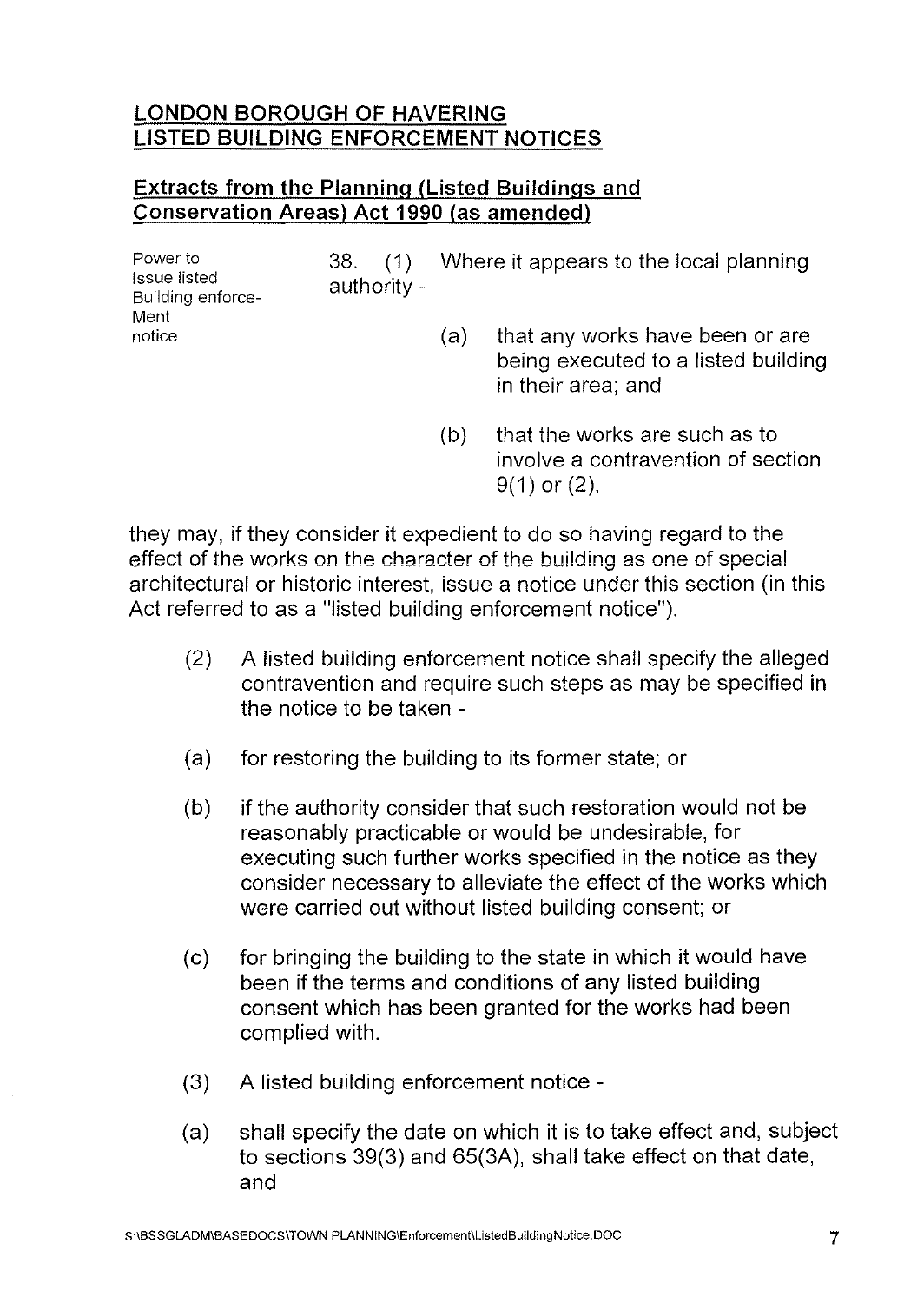## LONDON BOROUGH OF HAVERING
## LISTED BUILDING ENFORCEMENT NOTICES

### Extracts from the Planning (Listed Buildings and Conservation Areas) Act 1990 (as amended)

Power to Issue listed Building enforce-Ment notice

38. (1) Where it appears to the local planning authority -

(a) that any works have been or are being executed to a listed building in their area; and

(b) that the works are such as to involve a contravention of section 9(1) or (2),

they may, if they consider it expedient to do so having regard to the effect of the works on the character of the building as one of special architectural or historic interest, issue a notice under this section (in this Act referred to as a "listed building enforcement notice").

(2) A listed building enforcement notice shall specify the alleged contravention and require such steps as may be specified in the notice to be taken -

(a) for restoring the building to its former state; or

(b) if the authority consider that such restoration would not be reasonably practicable or would be undesirable, for executing such further works specified in the notice as they consider necessary to alleviate the effect of the works which were carried out without listed building consent; or

(c) for bringing the building to the state in which it would have been if the terms and conditions of any listed building consent which has been granted for the works had been complied with.

(3) A listed building enforcement notice -

(a) shall specify the date on which it is to take effect and, subject to sections 39(3) and 65(3A), shall take effect on that date, and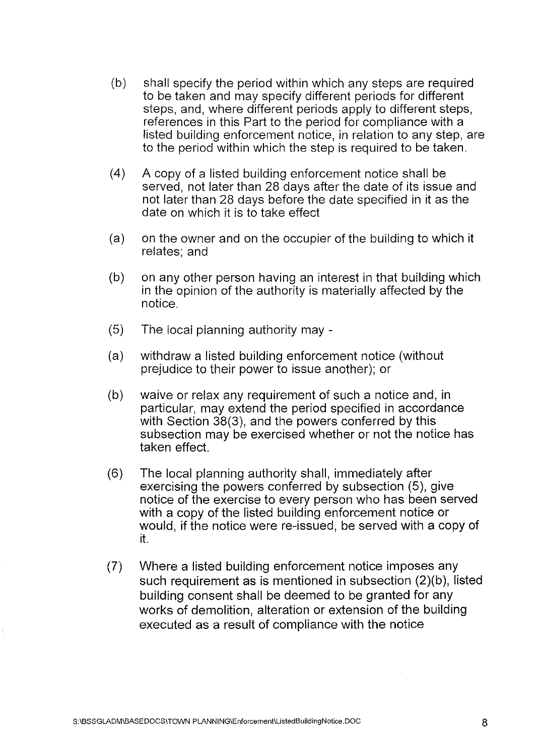(b) shall specify the period within which any steps are required to be taken and may specify different periods for different steps, and, where different periods apply to different steps, references in this Part to the period for compliance with a listed building enforcement notice, in relation to any step, are to the period within which the step is required to be taken.

(4) A copy of a listed building enforcement notice shall be served, not later than 28 days after the date of its issue and not later than 28 days before the date specified in it as the date on which it is to take effect

(a) on the owner and on the occupier of the building to which it relates; and

(b) on any other person having an interest in that building which in the opinion of the authority is materially affected by the notice.

(5) The local planning authority may -

(a) withdraw a listed building enforcement notice (without prejudice to their power to issue another); or

(b) waive or relax any requirement of such a notice and, in particular, may extend the period specified in accordance with Section 38(3), and the powers conferred by this subsection may be exercised whether or not the notice has taken effect.

(6) The local planning authority shall, immediately after exercising the powers conferred by subsection (5), give notice of the exercise to every person who has been served with a copy of the listed building enforcement notice or would, if the notice were re-issued, be served with a copy of it.

(7) Where a listed building enforcement notice imposes any such requirement as is mentioned in subsection (2)(b), listed building consent shall be deemed to be granted for any works of demolition, alteration or extension of the building executed as a result of compliance with the notice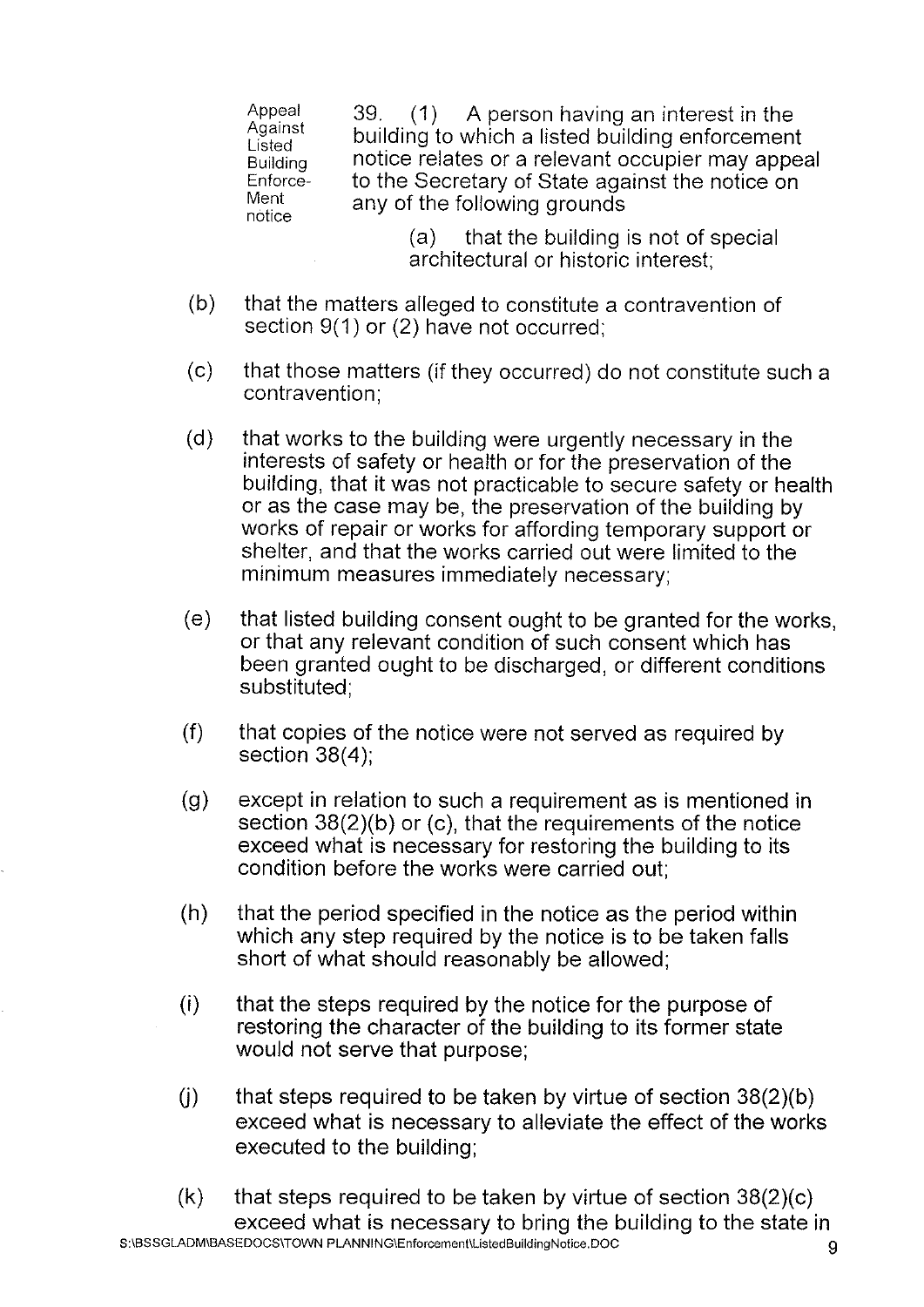Appeal Against Listed Building Enforcement Notice

39. (1) A person having an interest in the building to which a listed building enforcement notice relates or a relevant occupier may appeal to the Secretary of State against the notice on any of the following grounds

(a) that the building is not of special architectural or historic interest;

(b) that the matters alleged to constitute a contravention of section 9(1) or (2) have not occurred;

(c) that those matters (if they occurred) do not constitute such a contravention;

(d) that works to the building were urgently necessary in the interests of safety or health or for the preservation of the building, that it was not practicable to secure safety or health or as the case may be, the preservation of the building by works of repair or works for affording temporary support or shelter, and that the works carried out were limited to the minimum measures immediately necessary;

(e) that listed building consent ought to be granted for the works, or that any relevant condition of such consent which has been granted ought to be discharged, or different conditions substituted;

(f) that copies of the notice were not served as required by section 38(4);

(g) except in relation to such a requirement as is mentioned in section 38(2)(b) or (c), that the requirements of the notice exceed what is necessary for restoring the building to its condition before the works were carried out;

(h) that the period specified in the notice as the period within which any step required by the notice is to be taken falls short of what should reasonably be allowed;

(i) that the steps required by the notice for the purpose of restoring the character of the building to its former state would not serve that purpose;

(j) that steps required to be taken by virtue of section 38(2)(b) exceed what is necessary to alleviate the effect of the works executed to the building;

(k) that steps required to be taken by virtue of section 38(2)(c) exceed what is necessary to bring the building to the state in

S:\BSSGLADM\BASEDOCS\TOWN PLANNING\Enforcement\ListedBuildingNotice.DOC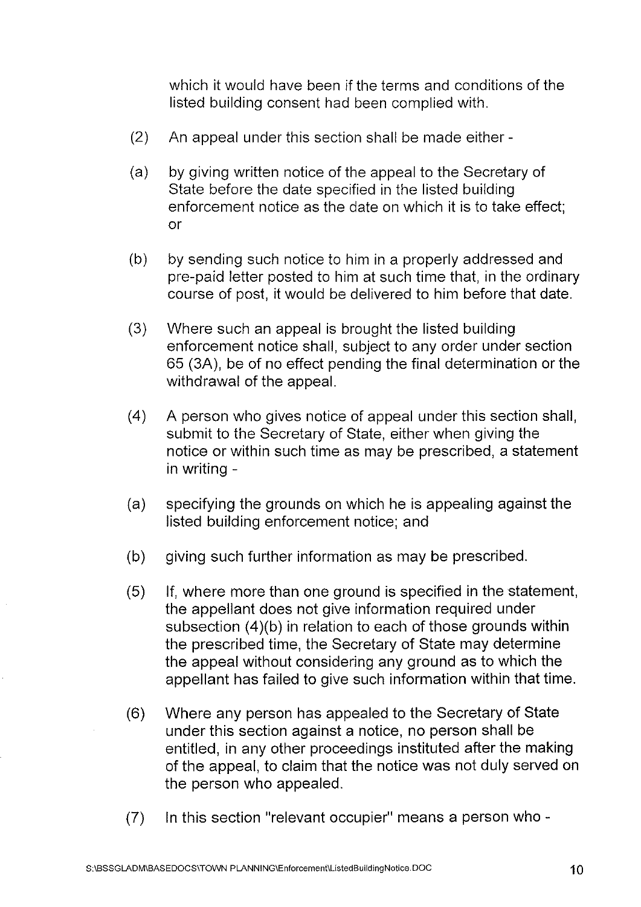which it would have been if the terms and conditions of the listed building consent had been complied with.

(2) An appeal under this section shall be made either -

(a) by giving written notice of the appeal to the Secretary of State before the date specified in the listed building enforcement notice as the date on which it is to take effect; or

(b) by sending such notice to him in a properly addressed and pre-paid letter posted to him at such time that, in the ordinary course of post, it would be delivered to him before that date.

(3) Where such an appeal is brought the listed building enforcement notice shall, subject to any order under section 65 (3A), be of no effect pending the final determination or the withdrawal of the appeal.

(4) A person who gives notice of appeal under this section shall, submit to the Secretary of State, either when giving the notice or within such time as may be prescribed, a statement in writing -

(a) specifying the grounds on which he is appealing against the listed building enforcement notice; and

(b) giving such further information as may be prescribed.

(5) If, where more than one ground is specified in the statement, the appellant does not give information required under subsection (4)(b) in relation to each of those grounds within the prescribed time, the Secretary of State may determine the appeal without considering any ground as to which the appellant has failed to give such information within that time.

(6) Where any person has appealed to the Secretary of State under this section against a notice, no person shall be entitled, in any other proceedings instituted after the making of the appeal, to claim that the notice was not duly served on the person who appealed.

(7) In this section "relevant occupier" means a person who -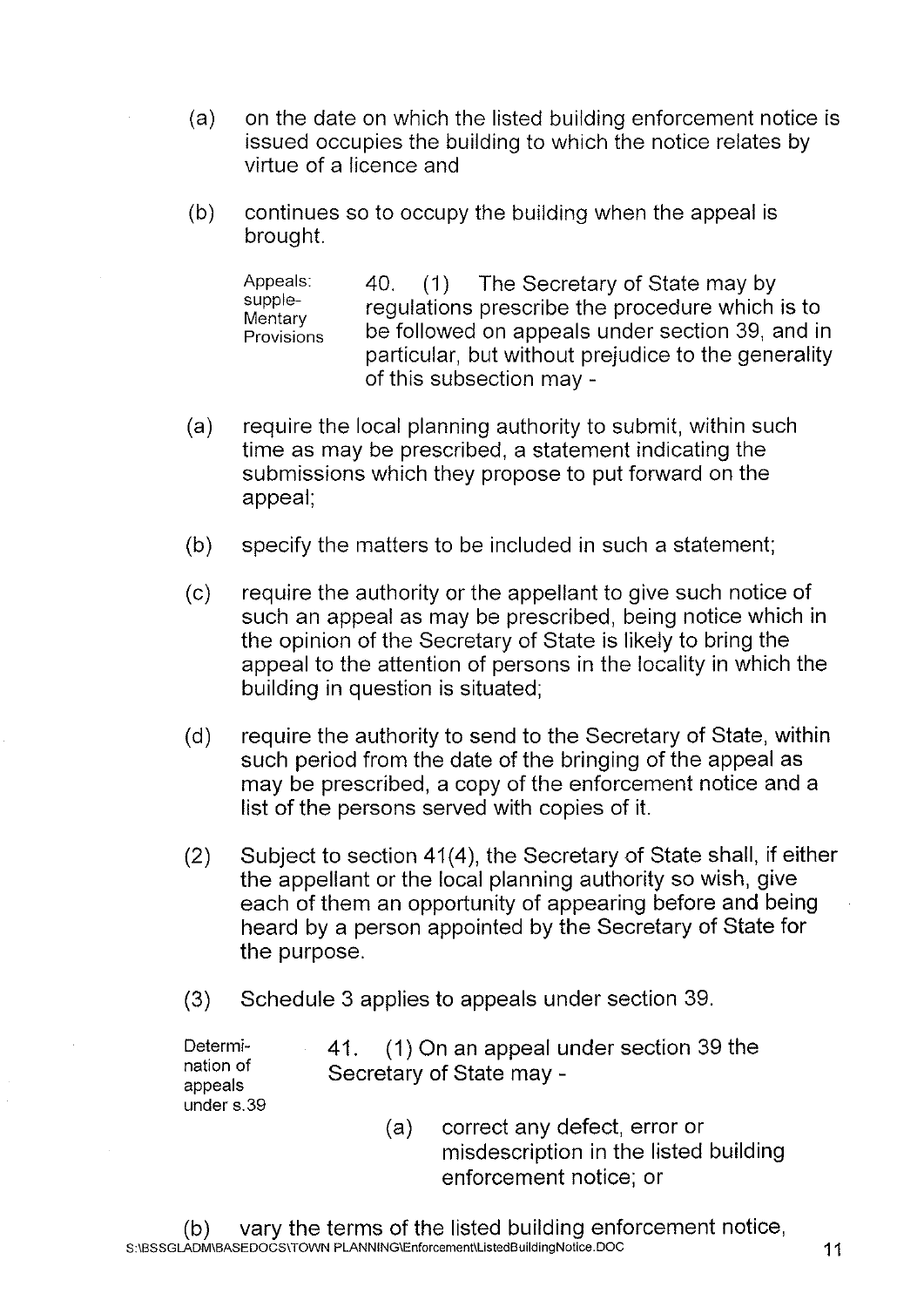(a) on the date on which the listed building enforcement notice is issued occupies the building to which the notice relates by virtue of a licence and

(b) continues so to occupy the building when the appeal is brought.

Appeals: supple-Mentary Provisions

40. (1) The Secretary of State may by regulations prescribe the procedure which is to be followed on appeals under section 39, and in particular, but without prejudice to the generality of this subsection may -

(a) require the local planning authority to submit, within such time as may be prescribed, a statement indicating the submissions which they propose to put forward on the appeal;

(b) specify the matters to be included in such a statement;

(c) require the authority or the appellant to give such notice of such an appeal as may be prescribed, being notice which in the opinion of the Secretary of State is likely to bring the appeal to the attention of persons in the locality in which the building in question is situated;

(d) require the authority to send to the Secretary of State, within such period from the date of the bringing of the appeal as may be prescribed, a copy of the enforcement notice and a list of the persons served with copies of it.

(2) Subject to section 41(4), the Secretary of State shall, if either the appellant or the local planning authority so wish, give each of them an opportunity of appearing before and being heard by a person appointed by the Secretary of State for the purpose.

(3) Schedule 3 applies to appeals under section 39.

Determi-nation of appeals under s.39

41. (1) On an appeal under section 39 the Secretary of State may -

(a) correct any defect, error or misdescription in the listed building enforcement notice; or

(b) vary the terms of the listed building enforcement notice,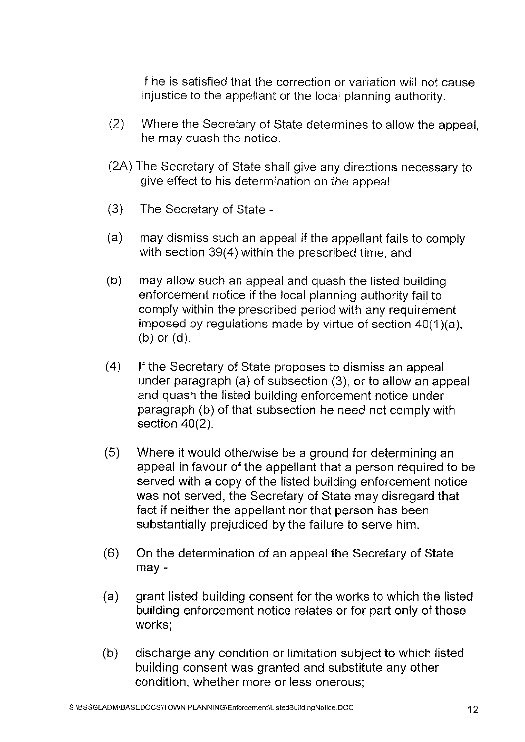if he is satisfied that the correction or variation will not cause injustice to the appellant or the local planning authority.

(2) Where the Secretary of State determines to allow the appeal, he may quash the notice.

(2A) The Secretary of State shall give any directions necessary to give effect to his determination on the appeal.

(3) The Secretary of State -

(a) may dismiss such an appeal if the appellant fails to comply with section 39(4) within the prescribed time; and

(b) may allow such an appeal and quash the listed building enforcement notice if the local planning authority fail to comply within the prescribed period with any requirement imposed by regulations made by virtue of section 40(1)(a), (b) or (d).

(4) If the Secretary of State proposes to dismiss an appeal under paragraph (a) of subsection (3), or to allow an appeal and quash the listed building enforcement notice under paragraph (b) of that subsection he need not comply with section 40(2).

(5) Where it would otherwise be a ground for determining an appeal in favour of the appellant that a person required to be served with a copy of the listed building enforcement notice was not served, the Secretary of State may disregard that fact if neither the appellant nor that person has been substantially prejudiced by the failure to serve him.

(6) On the determination of an appeal the Secretary of State may -

(a) grant listed building consent for the works to which the listed building enforcement notice relates or for part only of those works;

(b) discharge any condition or limitation subject to which listed building consent was granted and substitute any other condition, whether more or less onerous;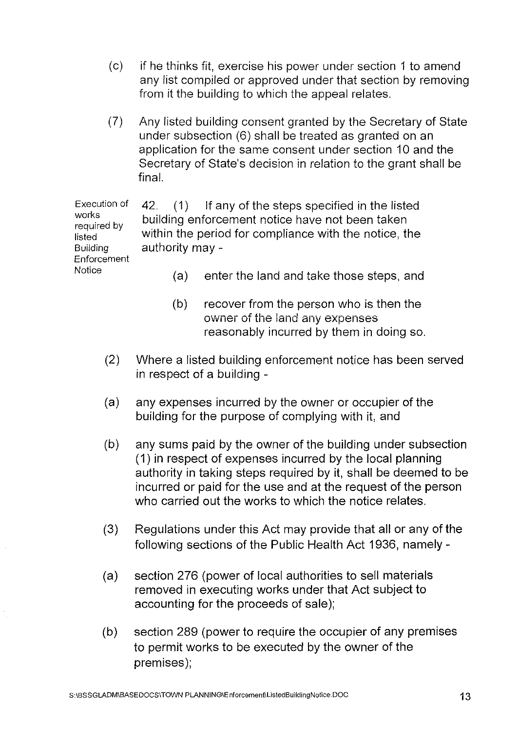(c) if he thinks fit, exercise his power under section 1 to amend any list compiled or approved under that section by removing from it the building to which the appeal relates.

(7) Any listed building consent granted by the Secretary of State under subsection (6) shall be treated as granted on an application for the same consent under section 10 and the Secretary of State's decision in relation to the grant shall be final.

**Execution of works required by listed Building Enforcement Notice**

42. (1) If any of the steps specified in the listed building enforcement notice have not been taken within the period for compliance with the notice, the authority may -

(a) enter the land and take those steps, and

(b) recover from the person who is then the owner of the land any expenses reasonably incurred by them in doing so.

(2) Where a listed building enforcement notice has been served in respect of a building -

(a) any expenses incurred by the owner or occupier of the building for the purpose of complying with it, and

(b) any sums paid by the owner of the building under subsection (1) in respect of expenses incurred by the local planning authority in taking steps required by it, shall be deemed to be incurred or paid for the use and at the request of the person who carried out the works to which the notice relates.

(3) Regulations under this Act may provide that all or any of the following sections of the Public Health Act 1936, namely -

(a) section 276 (power of local authorities to sell materials removed in executing works under that Act subject to accounting for the proceeds of sale);

(b) section 289 (power to require the occupier of any premises to permit works to be executed by the owner of the premises);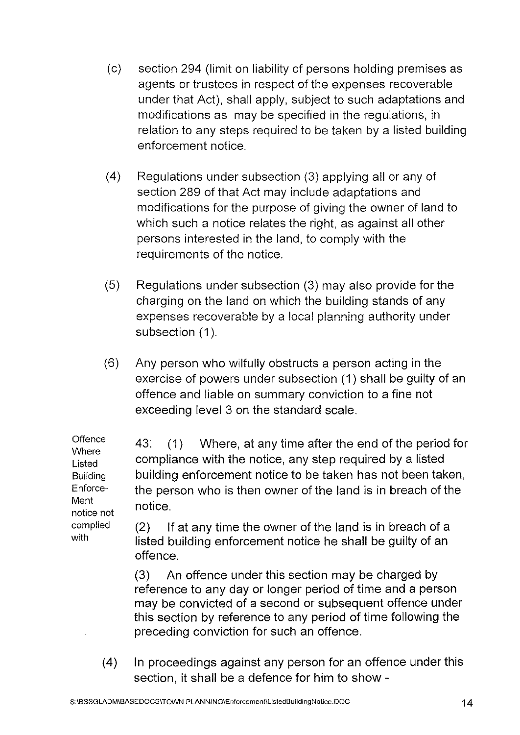(c) section 294 (limit on liability of persons holding premises as agents or trustees in respect of the expenses recoverable under that Act), shall apply, subject to such adaptations and modifications as may be specified in the regulations, in relation to any steps required to be taken by a listed building enforcement notice.

(4) Regulations under subsection (3) applying all or any of section 289 of that Act may include adaptations and modifications for the purpose of giving the owner of land to which such a notice relates the right, as against all other persons interested in the land, to comply with the requirements of the notice.

(5) Regulations under subsection (3) may also provide for the charging on the land on which the building stands of any expenses recoverable by a local planning authority under subsection (1).

(6) Any person who wilfully obstructs a person acting in the exercise of powers under subsection (1) shall be guilty of an offence and liable on summary conviction to a fine not exceeding level 3 on the standard scale.

**Offence Where Listed Building Enforce-Ment notice not complied with**

43. (1) Where, at any time after the end of the period for compliance with the notice, any step required by a listed building enforcement notice to be taken has not been taken, the person who is then owner of the land is in breach of the notice.

(2) If at any time the owner of the land is in breach of a listed building enforcement notice he shall be guilty of an offence.

(3) An offence under this section may be charged by reference to any day or longer period of time and a person may be convicted of a second or subsequent offence under this section by reference to any period of time following the preceding conviction for such an offence.

(4) In proceedings against any person for an offence under this section, it shall be a defence for him to show -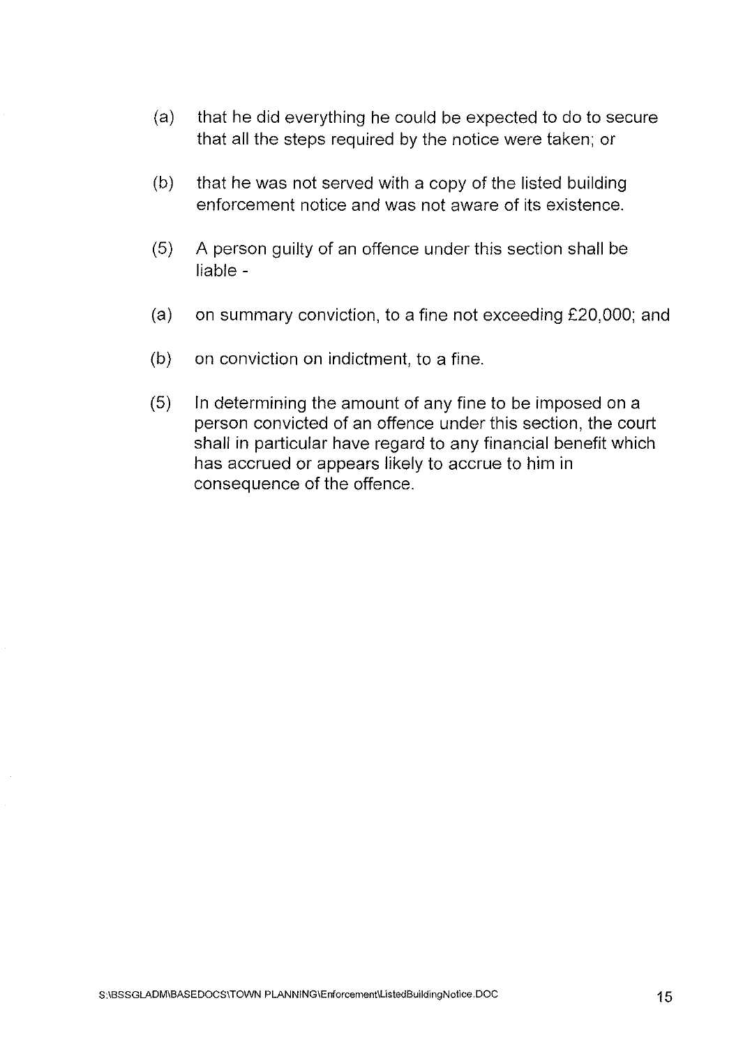(a) that he did everything he could be expected to do to secure that all the steps required by the notice were taken; or

(b) that he was not served with a copy of the listed building enforcement notice and was not aware of its existence.

(5) A person guilty of an offence under this section shall be liable -

(a) on summary conviction, to a fine not exceeding £20,000; and

(b) on conviction on indictment, to a fine.

(5) In determining the amount of any fine to be imposed on a person convicted of an offence under this section, the court shall in particular have regard to any financial benefit which has accrued or appears likely to accrue to him in consequence of the offence.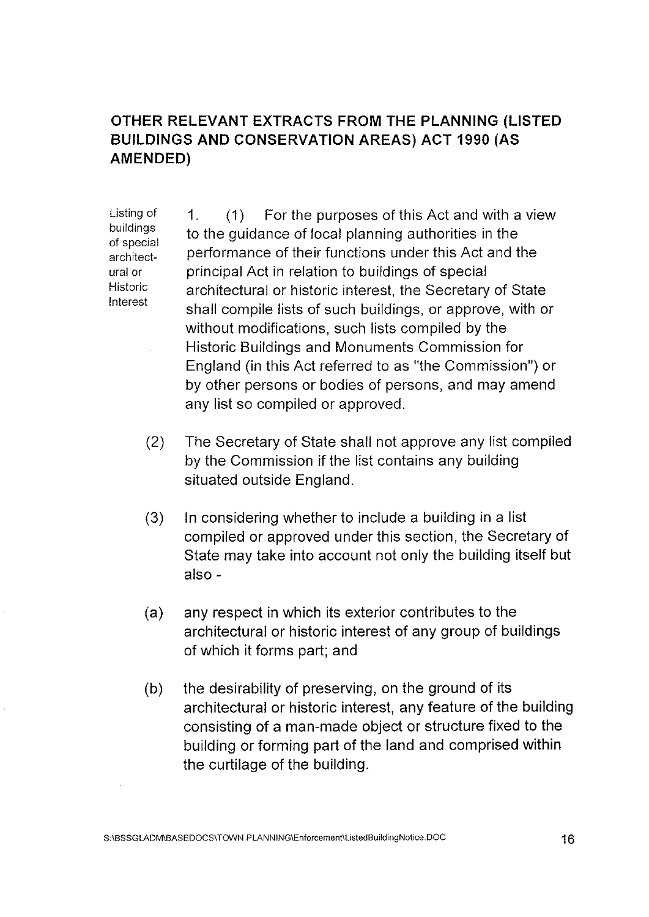## OTHER RELEVANT EXTRACTS FROM THE PLANNING (LISTED BUILDINGS AND CONSERVATION AREAS) ACT 1990 (AS AMENDED)

*Listing of buildings of special architectural or Historic Interest*

1. (1) For the purposes of this Act and with a view to the guidance of local planning authorities in the performance of their functions under this Act and the principal Act in relation to buildings of special architectural or historic interest, the Secretary of State shall compile lists of such buildings, or approve, with or without modifications, such lists compiled by the Historic Buildings and Monuments Commission for England (in this Act referred to as "the Commission") or by other persons or bodies of persons, and may amend any list so compiled or approved.

(2) The Secretary of State shall not approve any list compiled by the Commission if the list contains any building situated outside England.

(3) In considering whether to include a building in a list compiled or approved under this section, the Secretary of State may take into account not only the building itself but also -

(a) any respect in which its exterior contributes to the architectural or historic interest of any group of buildings of which it forms part; and

(b) the desirability of preserving, on the ground of its architectural or historic interest, any feature of the building consisting of a man-made object or structure fixed to the building or forming part of the land and comprised within the curtilage of the building.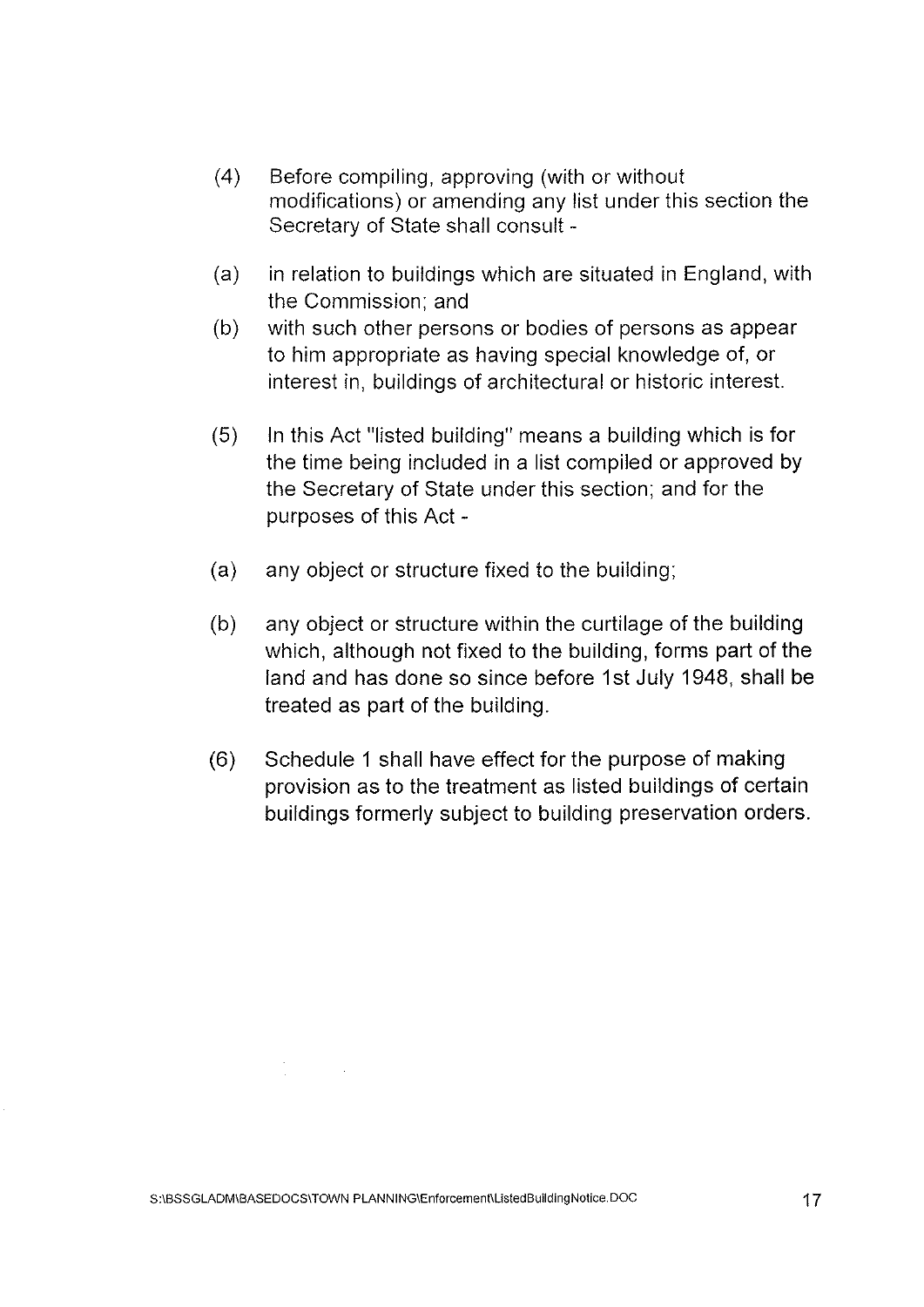(4) Before compiling, approving (with or without modifications) or amending any list under this section the Secretary of State shall consult -

(a) in relation to buildings which are situated in England, with the Commission; and

(b) with such other persons or bodies of persons as appear to him appropriate as having special knowledge of, or interest in, buildings of architectural or historic interest.

(5) In this Act "listed building" means a building which is for the time being included in a list compiled or approved by the Secretary of State under this section; and for the purposes of this Act -

(a) any object or structure fixed to the building;

(b) any object or structure within the curtilage of the building which, although not fixed to the building, forms part of the land and has done so since before 1st July 1948, shall be treated as part of the building.

(6) Schedule 1 shall have effect for the purpose of making provision as to the treatment as listed buildings of certain buildings formerly subject to building preservation orders.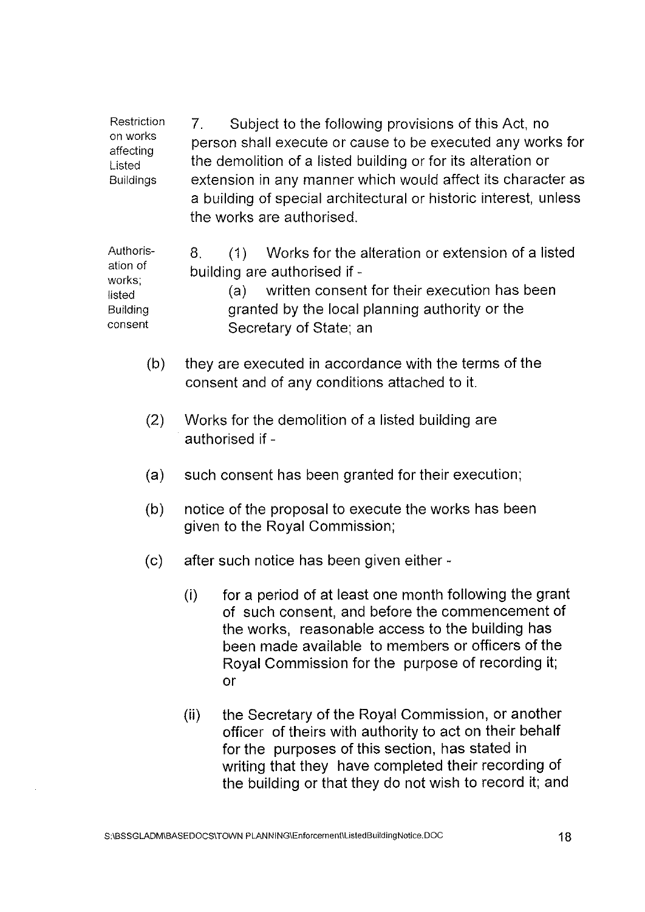Restriction on works affecting Listed Buildings

7. Subject to the following provisions of this Act, no person shall execute or cause to be executed any works for the demolition of a listed building or for its alteration or extension in any manner which would affect its character as a building of special architectural or historic interest, unless the works are authorised.

Authorisation of works; listed Building consent

8. (1) Works for the alteration or extension of a listed building are authorised if -

(a) written consent for their execution has been granted by the local planning authority or the Secretary of State; an

(b) they are executed in accordance with the terms of the consent and of any conditions attached to it.

(2) Works for the demolition of a listed building are authorised if -

(a) such consent has been granted for their execution;

(b) notice of the proposal to execute the works has been given to the Royal Commission;

(c) after such notice has been given either -

(i) for a period of at least one month following the grant of such consent, and before the commencement of the works, reasonable access to the building has been made available to members or officers of the Royal Commission for the purpose of recording it; or

(ii) the Secretary of the Royal Commission, or another officer of theirs with authority to act on their behalf for the purposes of this section, has stated in writing that they have completed their recording of the building or that they do not wish to record it; and

S:\BSSGLADM\BASEDOCS\TOWN PLANNING\Enforcement\ListedBuildingNotice.DOC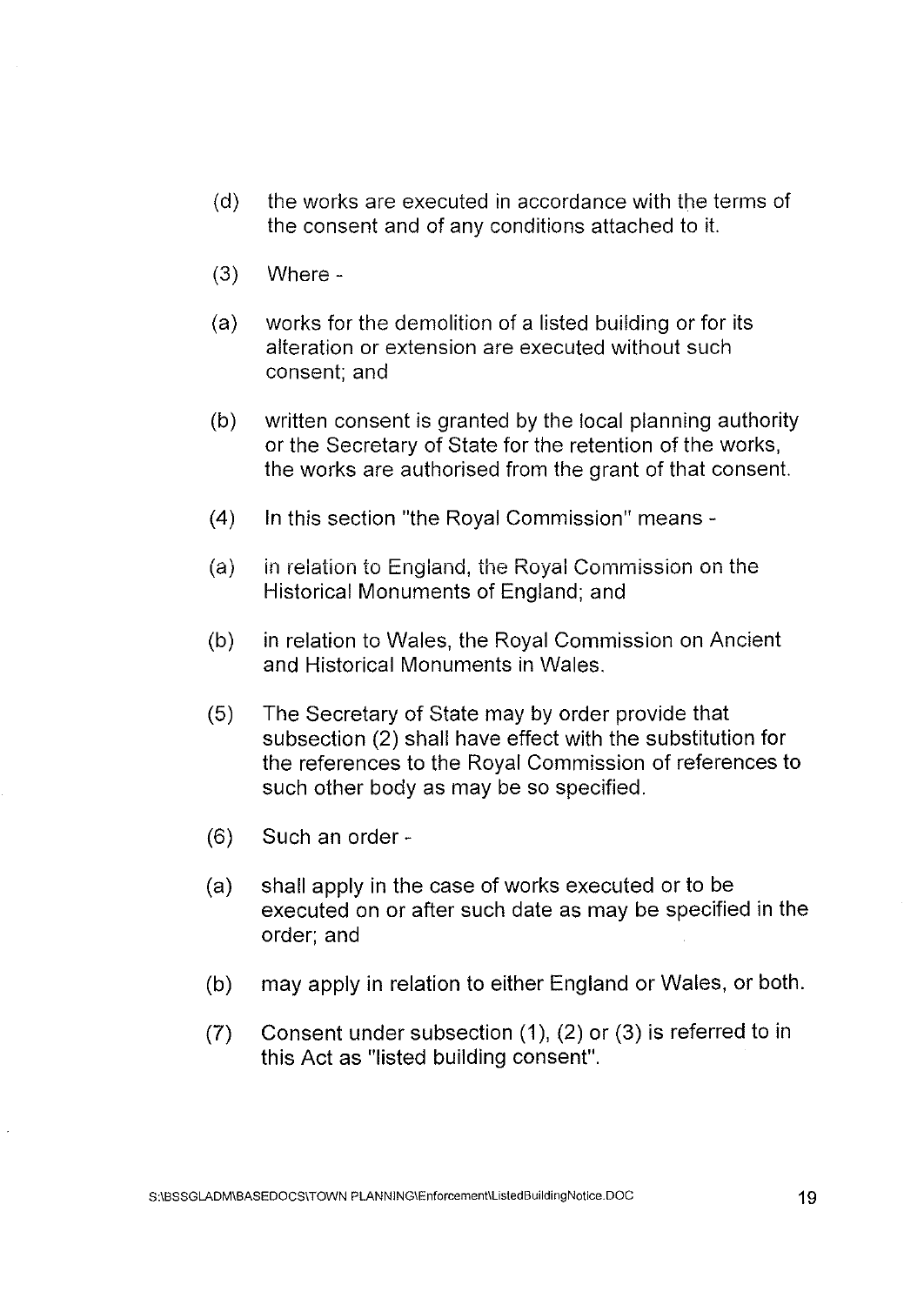(d) the works are executed in accordance with the terms of the consent and of any conditions attached to it.

(3) Where -

(a) works for the demolition of a listed building or for its alteration or extension are executed without such consent; and

(b) written consent is granted by the local planning authority or the Secretary of State for the retention of the works, the works are authorised from the grant of that consent.

(4) In this section "the Royal Commission" means -

(a) in relation to England, the Royal Commission on the Historical Monuments of England; and

(b) in relation to Wales, the Royal Commission on Ancient and Historical Monuments in Wales.

(5) The Secretary of State may by order provide that subsection (2) shall have effect with the substitution for the references to the Royal Commission of references to such other body as may be so specified.

(6) Such an order -

(a) shall apply in the case of works executed or to be executed on or after such date as may be specified in the order; and

(b) may apply in relation to either England or Wales, or both.

(7) Consent under subsection (1), (2) or (3) is referred to in this Act as "listed building consent".

S:\BSSGLADM\BASEDOCS\TOWN PLANNING\Enforcement\ListedBuildingNotice.DOC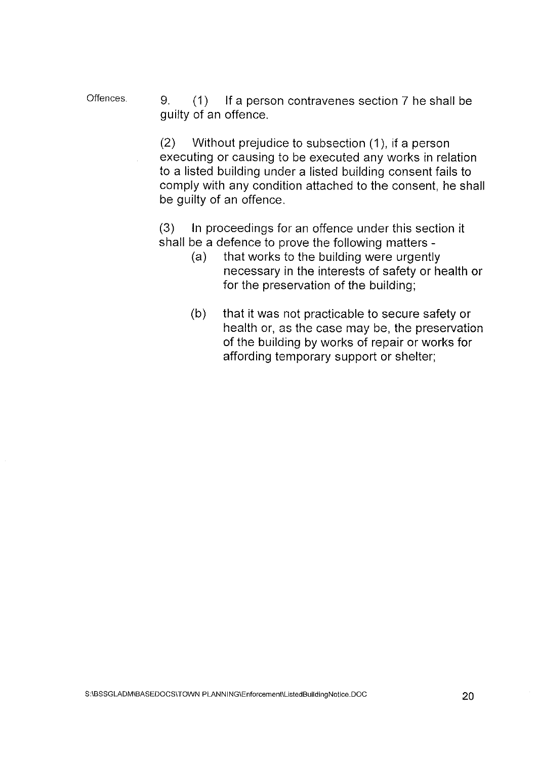Offences.

9. (1) If a person contravenes section 7 he shall be guilty of an offence.

(2) Without prejudice to subsection (1), if a person executing or causing to be executed any works in relation to a listed building under a listed building consent fails to comply with any condition attached to the consent, he shall be guilty of an offence.

(3) In proceedings for an offence under this section it shall be a defence to prove the following matters -

(a) that works to the building were urgently necessary in the interests of safety or health or for the preservation of the building;

(b) that it was not practicable to secure safety or health or, as the case may be, the preservation of the building by works of repair or works for affording temporary support or shelter;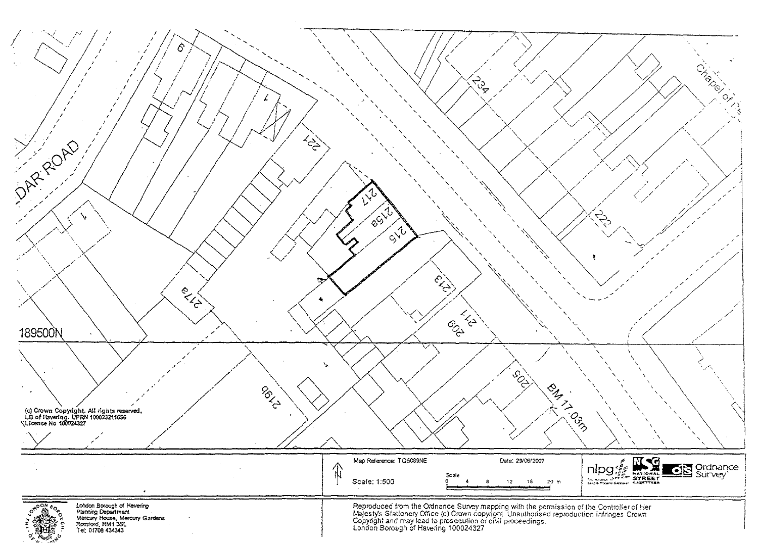(c) Crown Copyright. All rights reserved.
LB of Havering. UPRN 100023211656
Licence No 100024327

Map Reference: TQ5089NE

Date: 29/06/2007

Scale: 1:500

Scale
0 4 8 12 16 20 m

London Borough of Havering
Planning Department
Mercury House, Mercury Gardens
Romford, RM1 3SL
Tel: 01708 434343

Reproduced from the Ordnance Survey mapping with the permission of the Controller of Her Majesty's Stationery Office (c) Crown copyright. Unauthorised reproduction infringes Crown Copyright and may lead to prosecution or civil proceedings.
London Borough of Havering 100024327